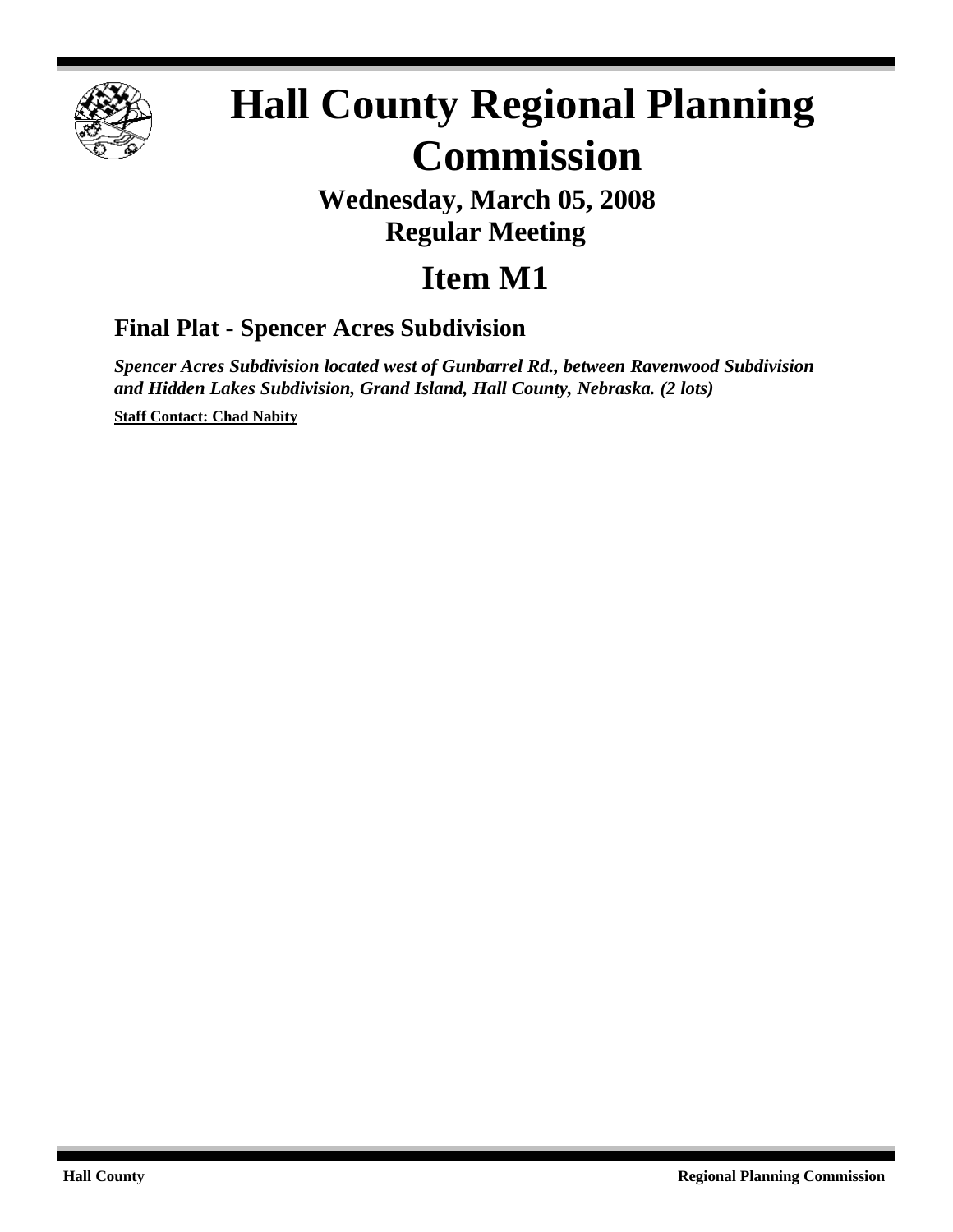# Hall County Regional Planning Commission

## Wednesday, March 05, 2008
## Regular Meeting

# Item M1

### Final Plat - Spencer Acres Subdivision

***Spencer Acres Subdivision located west of Gunbarrel Rd., between Ravenwood Subdivision and Hidden Lakes Subdivision, Grand Island, Hall County, Nebraska. (2 lots)***

**Staff Contact: Chad Nabity**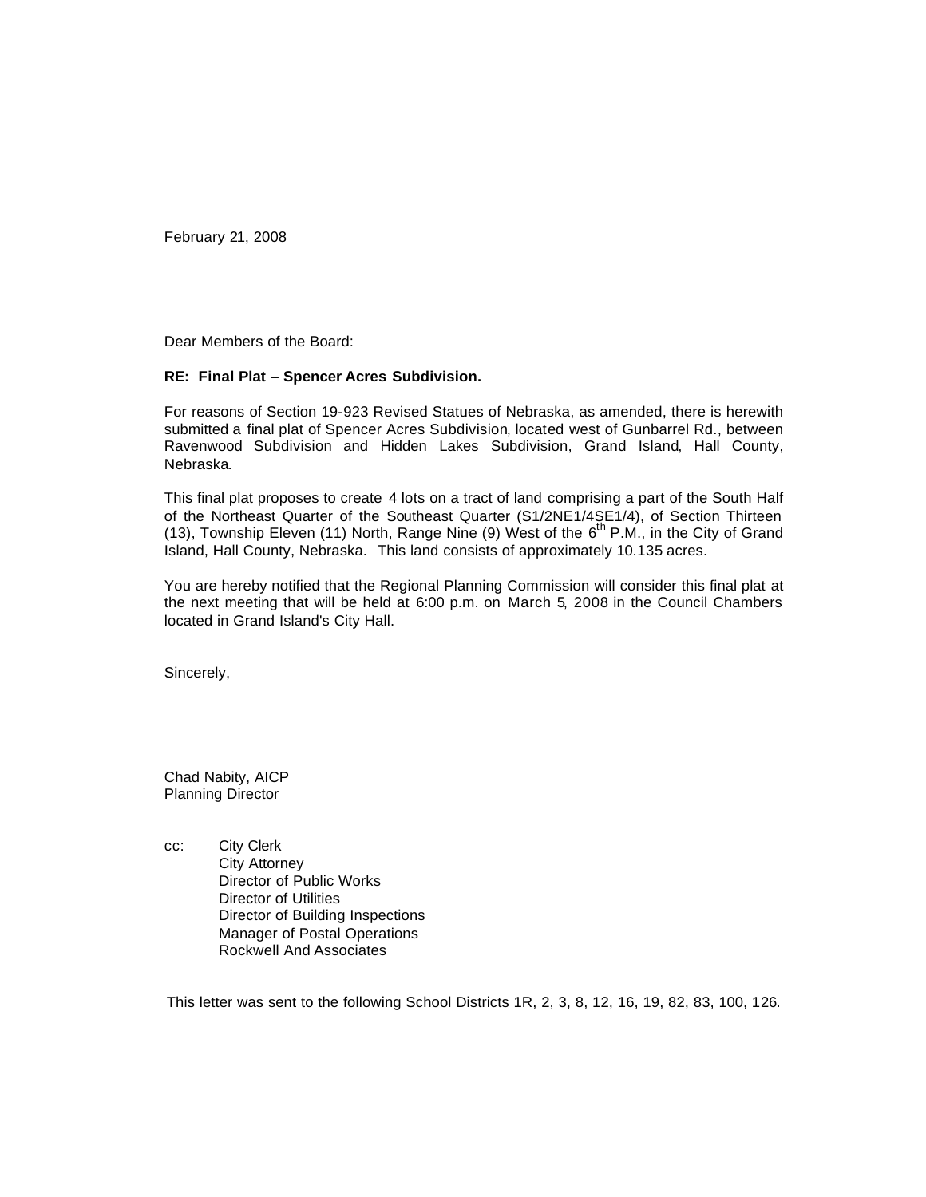February 21, 2008

Dear Members of the Board:

**RE: Final Plat – Spencer Acres Subdivision.**

For reasons of Section 19-923 Revised Statues of Nebraska, as amended, there is herewith submitted a final plat of Spencer Acres Subdivision, located west of Gunbarrel Rd., between Ravenwood Subdivision and Hidden Lakes Subdivision, Grand Island, Hall County, Nebraska.

This final plat proposes to create 4 lots on a tract of land comprising a part of the South Half of the Northeast Quarter of the Southeast Quarter (S1/2NE1/4SE1/4), of Section Thirteen (13), Township Eleven (11) North, Range Nine (9) West of the 6th P.M., in the City of Grand Island, Hall County, Nebraska. This land consists of approximately 10.135 acres.

You are hereby notified that the Regional Planning Commission will consider this final plat at the next meeting that will be held at 6:00 p.m. on March 5, 2008 in the Council Chambers located in Grand Island's City Hall.

Sincerely,

Chad Nabity, AICP
Planning Director

cc: City Clerk
City Attorney
Director of Public Works
Director of Utilities
Director of Building Inspections
Manager of Postal Operations
Rockwell And Associates

This letter was sent to the following School Districts 1R, 2, 3, 8, 12, 16, 19, 82, 83, 100, 126.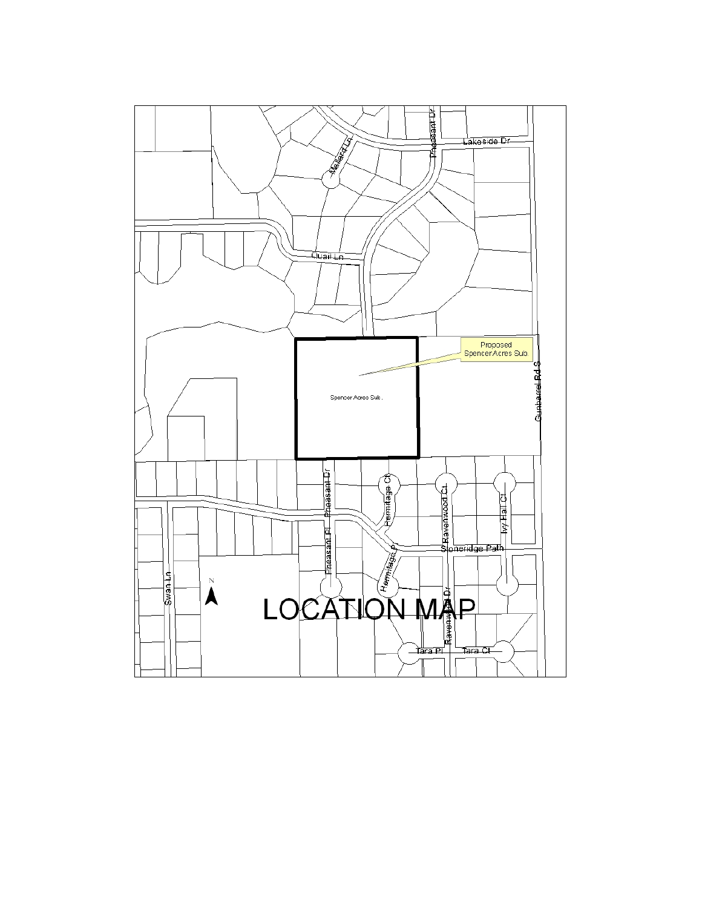LOCATION MAP

Proposed
Spencer Acres Sub.

Spencer Acres Sub.

N

Lakeside Dr

Pheasant Dr

Mallard Ln

Quail Ln

Gunbarrel Rd S

Pheasant Dr

Hermitage Ct

Ravenwood Ct

Ivy Hall Ct

Pheasant Pl

Ravenwood Dr

Stoneridge Path

Hermitage Pl

Swan Ln

Tara Pl

Tara Ct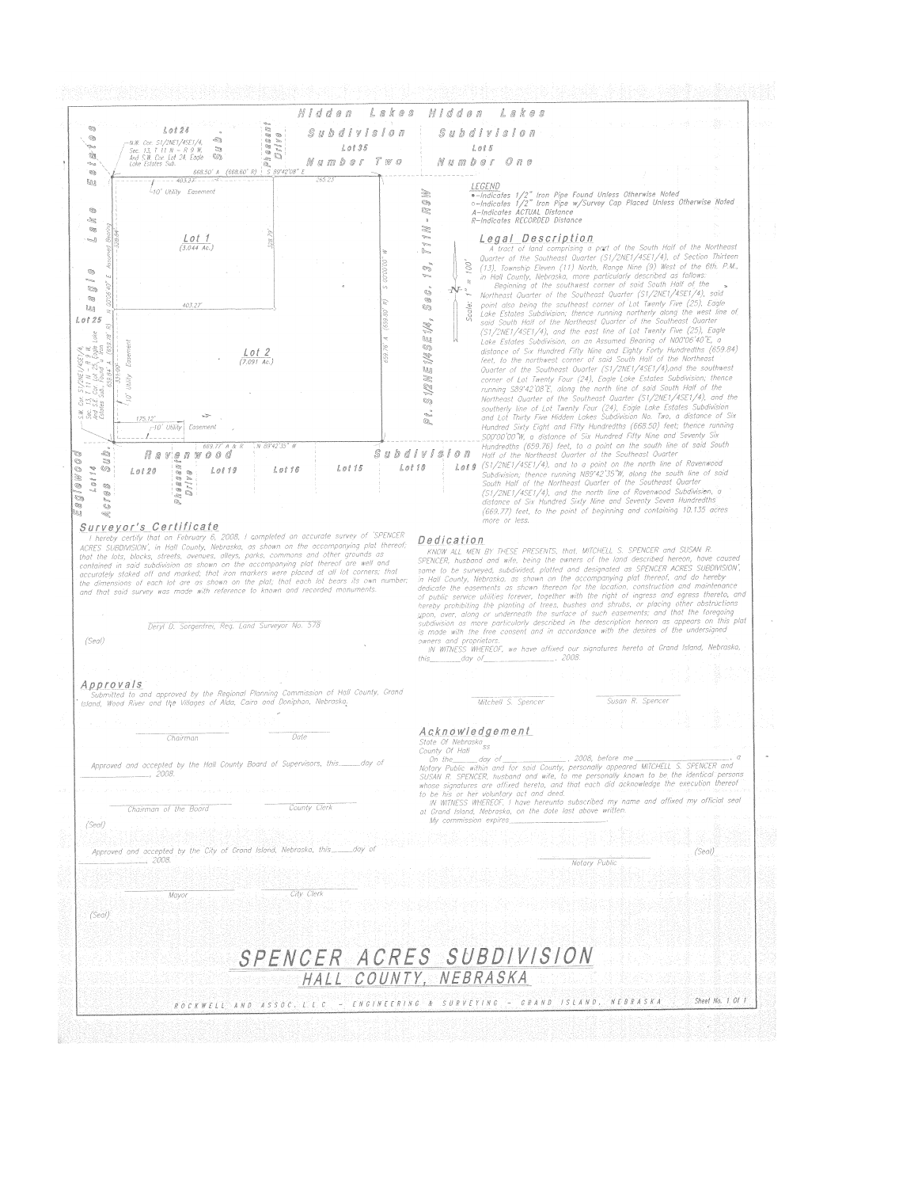Hidden Lakes Subdivision Number Two

Lot 35

Hidden Lakes Subdivision Number One

Lot 5

Lot 24

N.W. Cor. S1/2NE1/4SE1/4, Sec. 13, T 11 N - R 9 W, And S.W. Cor. Lot 24, Eagle Lake Estates Sub.

Pheasant Drive

Eagle Lake Estates Sub.

668.50' A (668.60' R) S 89°42'08" E

403.23' 265.23'

10' Utility Easement

Lot 1
(3.044 Ac.)

328.64' Assumed Bearing

329.79'

403.27'

N 00°06'40" E

S 00°00'00" W

Lot 25

Lot 2
(7.091 Ac.)

659.84' A (659.78' R)

659.76' A (659.80' R)

S.W. Cor. S1/2NE1/4SE1/4, Sec. 13, T 11 N - R 9 W, And S.E. Cor. Lot 25, Eagle Lake Estates Sub. Found 'x' Iron

331.00'

10' Utility Easement

175.12'

10' Utility Easement

669.77' A & R N 89°42'35" W

Ravenwood Subdivision

Lot 20 Lot 19 Lot 16 Lot 15 Lot 10 Lot 9

Pheasant Drive

Eaglewood Acres Sub. Lot 14

Pt. S1/2NE1/4SE1/4, Sec. 13, T11N - R9W

N

Scale: 1" = 100'

## LEGEND

- •-Indicates 1/2" Iron Pipe Found Unless Otherwise Noted
- o-Indicates 1/2" Iron Pipe w/Survey Cap Placed Unless Otherwise Noted
- A-Indicates ACTUAL Distance
- R-Indicates RECORDED Distance

## Legal Description

A tract of land comprising a part of the South Half of the Northeast Quarter of the Southeast Quarter (S1/2NE1/4SE1/4), of Section Thirteen (13), Township Eleven (11) North, Range Nine (9) West of the 6th. P.M., in Hall County, Nebraska, more particularly described as follows:

Beginning at the southwest corner of said South Half of the Northeast Quarter of the Southeast Quarter (S1/2NE1/4SE1/4), said point also being the southeast corner of Lot Twenty Five (25), Eagle Lake Estates Subdivision; thence running northerly along the west line of said South Half of the Northeast Quarter of the Southeast Quarter (S1/2NE1/4SE1/4), and the east line of Lot Twenty Five (25), Eagle Lake Estates Subdivision, on an Assumed Bearing of N00°06'40"E, a distance of Six Hundred Fifty Nine and Eighty Forty Hundredths (659.84) feet, to the northwest corner of said South Half of the Northeast Quarter of the Southeast Quarter (S1/2NE1/4SE1/4),and the southwest corner of Lot Twenty Four (24), Eagle Lake Estates Subdivision; thence running S89°42'08"E, along the north line of said South Half of the Northeast Quarter of the Southeast Quarter (S1/2NE1/4SE1/4), and the southerly line of Lot Twenty Four (24), Eagle Lake Estates Subdivision and Lot Thirty Five Hidden Lakes Subdivision No. Two, a distance of Six Hundred Sixty Eight and Fifty Hundredths (668.50) feet; thence running S00°00'00"W, a distance of Six Hundred Fifty Nine and Seventy Six Hundredths (659.76) feet, to a point on the south line of said South Half of the Northeast Quarter of the Southeast Quarter (S1/2NE1/4SE1/4), and to a point on the north line of Ravenwood Subdivision; thence running N89°42'35"W, along the south line of said South Half of the Northeast Quarter of the Southeast Quarter (S1/2NE1/4SE1/4), and the north line of Ravenwood Subdivision, a distance of Six Hundred Sixty Nine and Seventy Seven Hundredths (669.77) feet, to the point of beginning and containing 10.135 acres more or less.

## Surveyor's Certificate

I hereby certify that on February 6, 2008, I completed an accurate survey of 'SPENCER ACRES SUBDIVISION', in Hall County, Nebraska, as shown on the accompanying plat thereof; that the lots, blocks, streets, avenues, alleys, parks, commons and other grounds as contained in said subdivision as shown on the accompanying plat thereof are well and accurately staked off and marked; that iron markers were placed at all lot corners; that the dimensions of each lot are as shown on the plat; that each lot bears its own number; and that said survey was made with reference to known and recorded monuments.

Deryl D. Sorgenfrei, Reg. Land Surveyor No. 578

(Seal)

## Dedication

KNOW ALL MEN BY THESE PRESENTS, that, MITCHELL S. SPENCER and SUSAN R. SPENCER, husband and wife, being the owners of the land described hereon, have caused same to be surveyed, subdivided, plotted and designated as SPENCER ACRES SUBDIVISION', in Hall County, Nebraska, as shown on the accompanying plat thereof, and do hereby dedicate the easements as shown thereon for the location, construction and maintenance of public service utilities forever, together with the right of ingress and egress thereto, and hereby prohibiting the planting of trees, bushes and shrubs, or placing other obstructions upon, over, along or underneath the surface of such easements; and that the foregoing subdivision as more particularly described in the description hereon as appears on this plat is made with the free consent and in accordance with the desires of the undersigned owners and proprietors.

IN WITNESS WHEREOF, we have affixed our signatures hereto at Grand Island, Nebraska, this\_\_\_\_\_\_day of\_\_\_\_\_\_\_\_\_\_\_\_\_\_, 2008.

Mitchell S. Spencer Susan R. Spencer

## Approvals

Submitted to and approved by the Regional Planning Commission of Hall County, Grand Island, Wood River and the Villages of Alda, Cairo and Doniphan, Nebraska.

Chairman Date

Approved and accepted by the Hall County Board of Supervisors, this\_\_\_\_\_day of \_\_\_\_\_\_\_\_\_\_\_\_\_\_, 2008.

Chairman of the Board County Clerk

(Seal)

Approved and accepted by the City of Grand Island, Nebraska, this\_\_\_\_\_day of \_\_\_\_\_\_\_\_\_\_\_\_\_\_, 2008.

Mayor City Clerk

(Seal)

## Acknowledgement

State Of Nebraska
County Of Hall ss

On the\_\_\_\_\_\_day of\_\_\_\_\_\_\_\_\_\_\_\_\_\_, 2008, before me\_\_\_\_\_\_\_\_\_\_\_\_\_\_\_\_\_\_\_\_, a Notary Public within and for said County, personally appeared MITCHELL S. SPENCER and SUSAN R. SPENCER, husband and wife, to me personally known to be the identical persons whose signatures are affixed hereto, and that each did acknowledge the execution thereof to be his or her voluntary act and deed.

IN WITNESS WHEREOF, I have hereunto subscribed my name and affixed my official seal at Grand Island, Nebraska, on the date last above written.

My commission expires\_\_\_\_\_\_\_\_\_\_\_\_\_\_\_\_\_\_.

Notary Public (Seal)

# SPENCER ACRES SUBDIVISION
## HALL COUNTY, NEBRASKA

ROCKWELL AND ASSOC. L.L.C. - ENGINEERING & SURVEYING - GRAND ISLAND, NEBRASKA

Sheet No. 1 Of 1